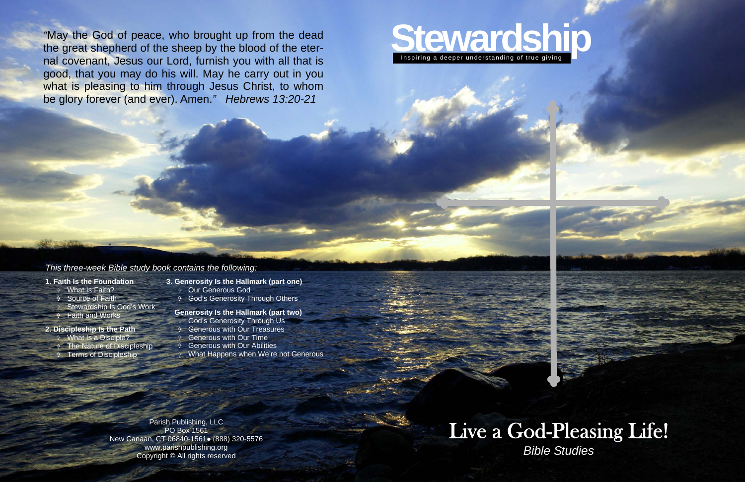"May the God of peace, who brought up from the dead the great shepherd of the sheep by the blood of the eternal covenant, Jesus our Lord, furnish you with all that is good, that you may do his will. May he carry out in you what is pleasing to him through Jesus Christ, to whom be glory forever (and ever). Amen." *Hebrews 13:20-21*

# Stewardship

Inspiring a deeper understanding of true giving

*This three-week Bible study book contains the following:*

**1. Faith Is the Foundation**
- What Is Faith?
- Source of Faith
- Stewardship Is God's Work
- Faith and Works

**2. Discipleship Is the Path**
- What Is a Disciple?
- The Nature of Discipleship
- Terms of Discipleship

**3. Generosity Is the Hallmark (part one)**
- Our Generous God
- God's Generosity Through Others

**Generosity Is the Hallmark (part two)**
- God's Generosity Through Us
- Generous with Our Treasures
- Generous with Our Time
- Generous with Our Abilities
- What Happens when We're not Generous

Parish Publishing, LLC
PO Box 1561
New Canaan, CT 06840-1561• (888) 320-5576
www.parishpublishing.org
Copyright © All rights reserved

## Live a God-Pleasing Life!

*Bible Studies*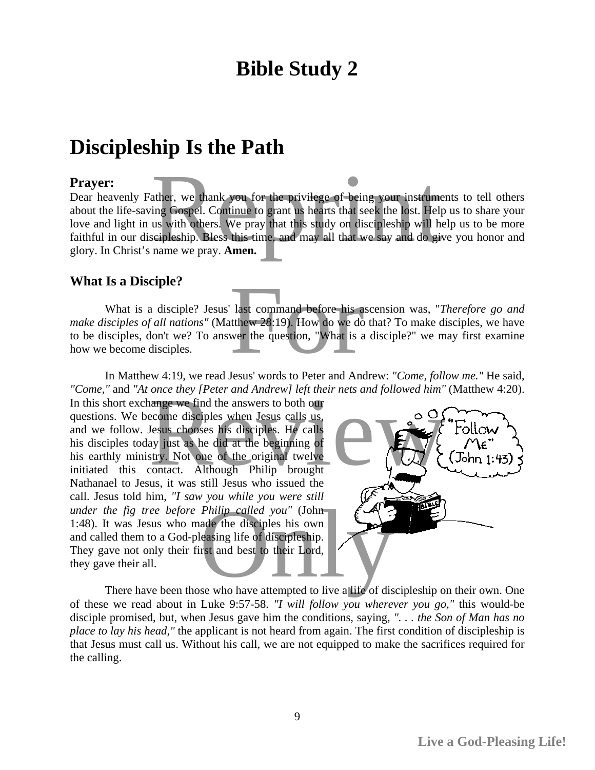# Bible Study 2

# Discipleship Is the Path

### Prayer:

Dear heavenly Father, we thank you for the privilege of being your instruments to tell others about the life-saving Gospel. Continue to grant us hearts that seek the lost. Help us to share your love and light in us with others. We pray that this study on discipleship will help us to be more faithful in our discipleship. Bless this time, and may all that we say and do give you honor and glory. In Christ's name we pray. **Amen.**

### What Is a Disciple?

What is a disciple? Jesus' last command before his ascension was, "*Therefore go and make disciples of all nations"* (Matthew 28:19). How do we do that? To make disciples, we have to be disciples, don't we? To answer the question, "What is a disciple?" we may first examine how we become disciples.

In Matthew 4:19, we read Jesus' words to Peter and Andrew: *"Come, follow me."* He said, *"Come,"* and *"At once they [Peter and Andrew] left their nets and followed him"* (Matthew 4:20). In this short exchange we find the answers to both our questions. We become disciples when Jesus calls us, and we follow. Jesus chooses his disciples. He calls his disciples today just as he did at the beginning of his earthly ministry. Not one of the original twelve initiated this contact. Although Philip brought Nathanael to Jesus, it was still Jesus who issued the call. Jesus told him, *"I saw you while you were still under the fig tree before Philip called you"* (John 1:48). It was Jesus who made the disciples his own and called them to a God-pleasing life of discipleship. They gave not only their first and best to their Lord, they gave their all.

There have been those who have attempted to live a life of discipleship on their own. One of these we read about in Luke 9:57-58. *"I will follow you wherever you go,"* this would-be disciple promised, but, when Jesus gave him the conditions, saying, *". . . the Son of Man has no place to lay his head,"* the applicant is not heard from again. The first condition of discipleship is that Jesus must call us. Without his call, we are not equipped to make the sacrifices required for the calling.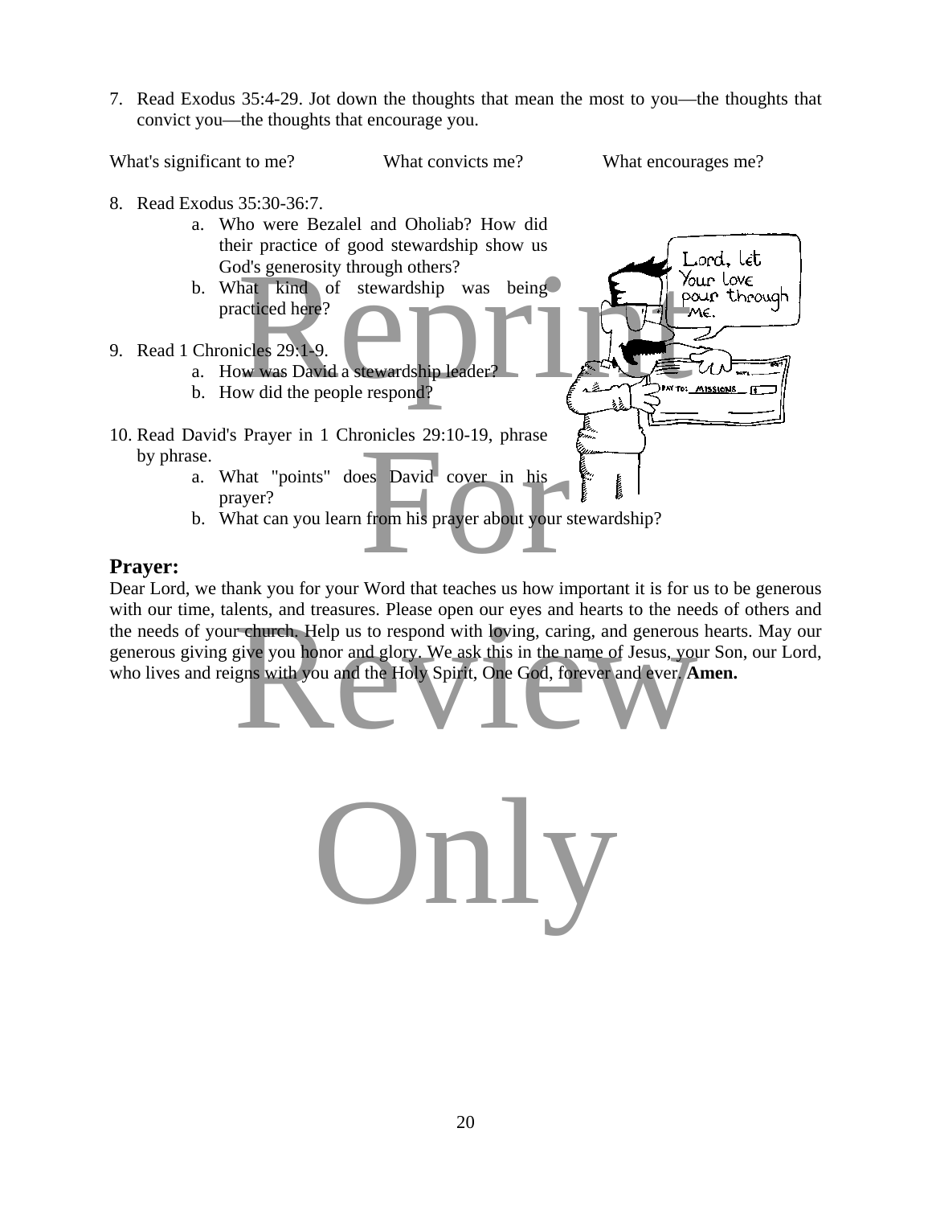7. Read Exodus 35:4-29. Jot down the thoughts that mean the most to you—the thoughts that convict you—the thoughts that encourage you.

What's significant to me? What convicts me? What encourages me?

8. Read Exodus 35:30-36:7.
   a. Who were Bezalel and Oholiab? How did their practice of good stewardship show us God's generosity through others?
   b. What kind of stewardship was being practiced here?

9. Read 1 Chronicles 29:1-9.
   a. How was David a stewardship leader?
   b. How did the people respond?

10. Read David's Prayer in 1 Chronicles 29:10-19, phrase by phrase.
    a. What "points" does David cover in his prayer?
    b. What can you learn from his prayer about your stewardship?

## Prayer:

Dear Lord, we thank you for your Word that teaches us how important it is for us to be generous with our time, talents, and treasures. Please open our eyes and hearts to the needs of others and the needs of your church. Help us to respond with loving, caring, and generous hearts. May our generous giving give you honor and glory. We ask this in the name of Jesus, your Son, our Lord, who lives and reigns with you and the Holy Spirit, One God, forever and ever. **Amen.**